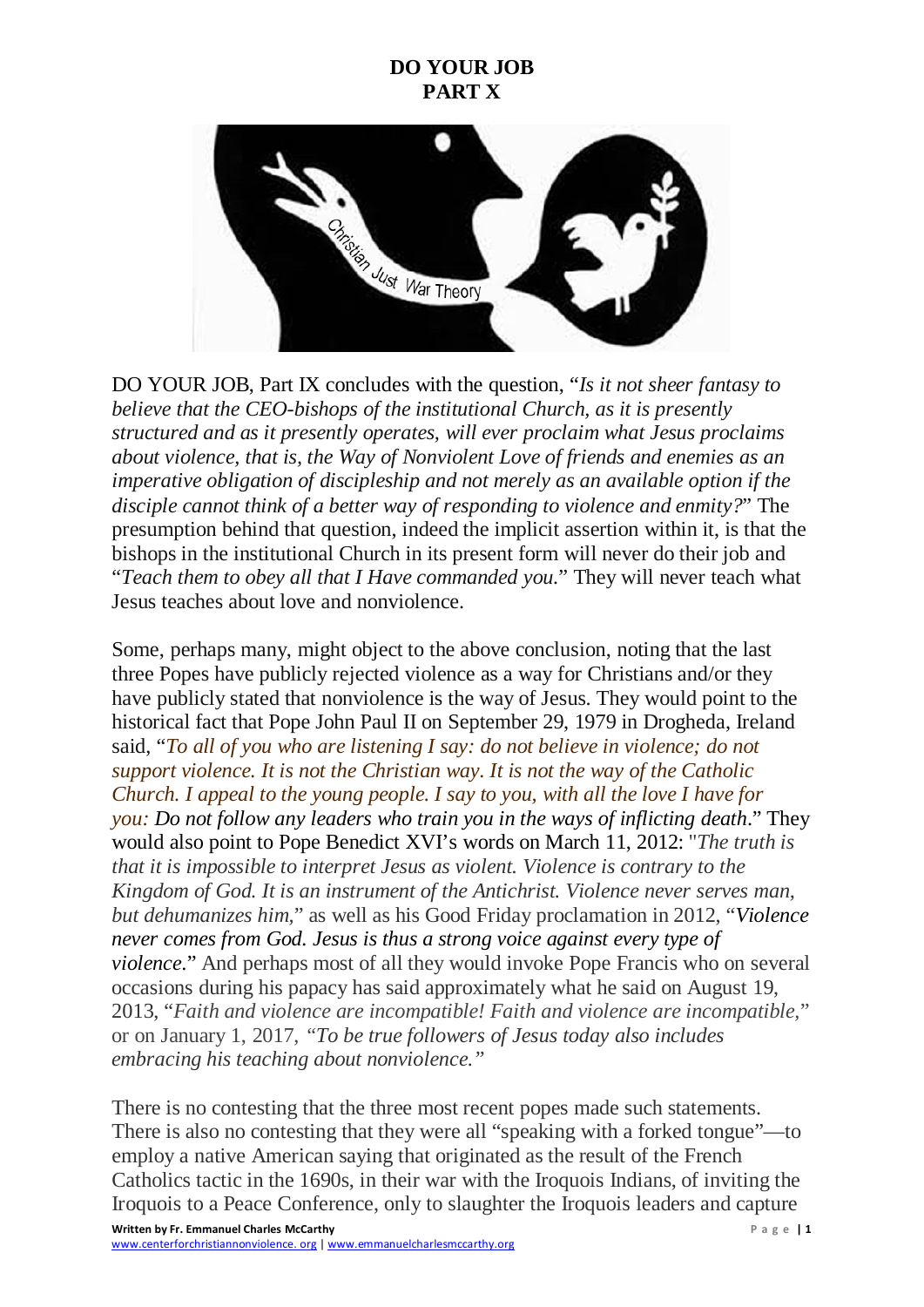# DO YOUR JOB
# PART X

DO YOUR JOB, Part IX concludes with the question, "*Is it not sheer fantasy to believe that the CEO-bishops of the institutional Church, as it is presently structured and as it presently operates, will ever proclaim what Jesus proclaims about violence, that is, the Way of Nonviolent Love of friends and enemies as an imperative obligation of discipleship and not merely as an available option if the disciple cannot think of a better way of responding to violence and enmity?*" The presumption behind that question, indeed the implicit assertion within it, is that the bishops in the institutional Church in its present form will never do their job and "*Teach them to obey all that I Have commanded you.*" They will never teach what Jesus teaches about love and nonviolence.

Some, perhaps many, might object to the above conclusion, noting that the last three Popes have publicly rejected violence as a way for Christians and/or they have publicly stated that nonviolence is the way of Jesus. They would point to the historical fact that Pope John Paul II on September 29, 1979 in Drogheda, Ireland said, "*To all of you who are listening I say: do not believe in violence; do not support violence. It is not the Christian way. It is not the way of the Catholic Church. I appeal to the young people. I say to you, with all the love I have for you: Do not follow any leaders who train you in the ways of inflicting death.*" They would also point to Pope Benedict XVI's words on March 11, 2012: "*The truth is that it is impossible to interpret Jesus as violent. Violence is contrary to the Kingdom of God. It is an instrument of the Antichrist. Violence never serves man, but dehumanizes him,*" as well as his Good Friday proclamation in 2012, "*Violence never comes from God. Jesus is thus a strong voice against every type of violence.*" And perhaps most of all they would invoke Pope Francis who on several occasions during his papacy has said approximately what he said on August 19, 2013, "*Faith and violence are incompatible! Faith and violence are incompatible,*" or on January 1, 2017, *"To be true followers of Jesus today also includes embracing his teaching about nonviolence."*

There is no contesting that the three most recent popes made such statements. There is also no contesting that they were all "speaking with a forked tongue"—to employ a native American saying that originated as the result of the French Catholics tactic in the 1690s, in their war with the Iroquois Indians, of inviting the Iroquois to a Peace Conference, only to slaughter the Iroquois leaders and capture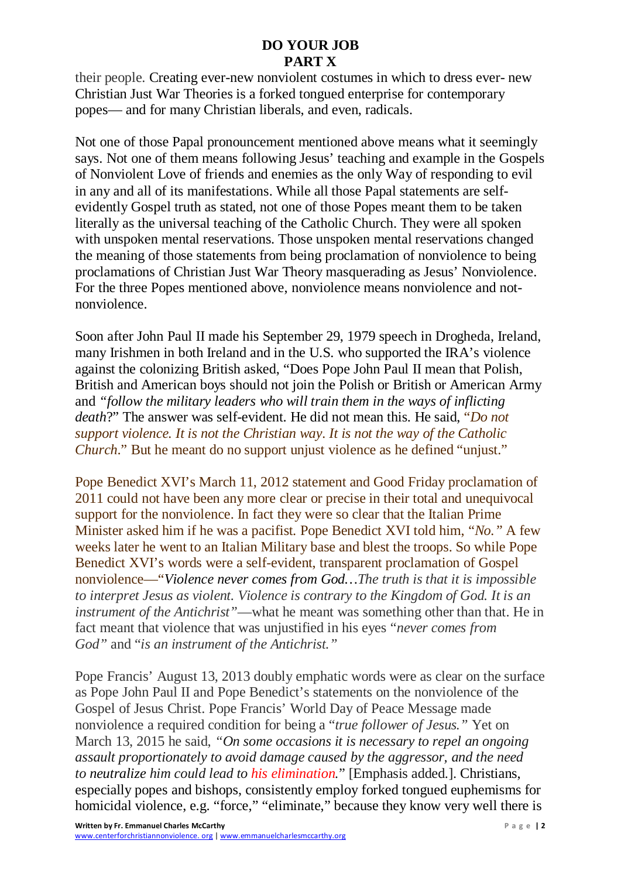their people. Creating ever-new nonviolent costumes in which to dress ever- new Christian Just War Theories is a forked tongued enterprise for contemporary popes— and for many Christian liberals, and even, radicals.

Not one of those Papal pronouncement mentioned above means what it seemingly says. Not one of them means following Jesus' teaching and example in the Gospels of Nonviolent Love of friends and enemies as the only Way of responding to evil in any and all of its manifestations. While all those Papal statements are self-evidently Gospel truth as stated, not one of those Popes meant them to be taken literally as the universal teaching of the Catholic Church. They were all spoken with unspoken mental reservations. Those unspoken mental reservations changed the meaning of those statements from being proclamation of nonviolence to being proclamations of Christian Just War Theory masquerading as Jesus' Nonviolence. For the three Popes mentioned above, nonviolence means nonviolence and not-nonviolence.

Soon after John Paul II made his September 29, 1979 speech in Drogheda, Ireland, many Irishmen in both Ireland and in the U.S. who supported the IRA's violence against the colonizing British asked, "Does Pope John Paul II mean that Polish, British and American boys should not join the Polish or British or American Army and *"follow the military leaders who will train them in the ways of inflicting death*?" The answer was self-evident. He did not mean this. He said, "*Do not support violence. It is not the Christian way. It is not the way of the Catholic Church*." But he meant do no support unjust violence as he defined "unjust."

Pope Benedict XVI's March 11, 2012 statement and Good Friday proclamation of 2011 could not have been any more clear or precise in their total and unequivocal support for the nonviolence. In fact they were so clear that the Italian Prime Minister asked him if he was a pacifist. Pope Benedict XVI told him, "*No.*" A few weeks later he went to an Italian Military base and blest the troops. So while Pope Benedict XVI's words were a self-evident, transparent proclamation of Gospel nonviolence—"*Violence never comes from God…The truth is that it is impossible to interpret Jesus as violent. Violence is contrary to the Kingdom of God. It is an instrument of the Antichrist"*—what he meant was something other than that. He in fact meant that violence that was unjustified in his eyes "*never comes from God"* and "*is an instrument of the Antichrist."*

Pope Francis' August 13, 2013 doubly emphatic words were as clear on the surface as Pope John Paul II and Pope Benedict's statements on the nonviolence of the Gospel of Jesus Christ. Pope Francis' World Day of Peace Message made nonviolence a required condition for being a "*true follower of Jesus."* Yet on March 13, 2015 he said, *"On some occasions it is necessary to repel an ongoing assault proportionately to avoid damage caused by the aggressor, and the need to neutralize him could lead to his elimination.*" [Emphasis added.]. Christians, especially popes and bishops, consistently employ forked tongued euphemisms for homicidal violence, e.g. "force," "eliminate," because they know very well there is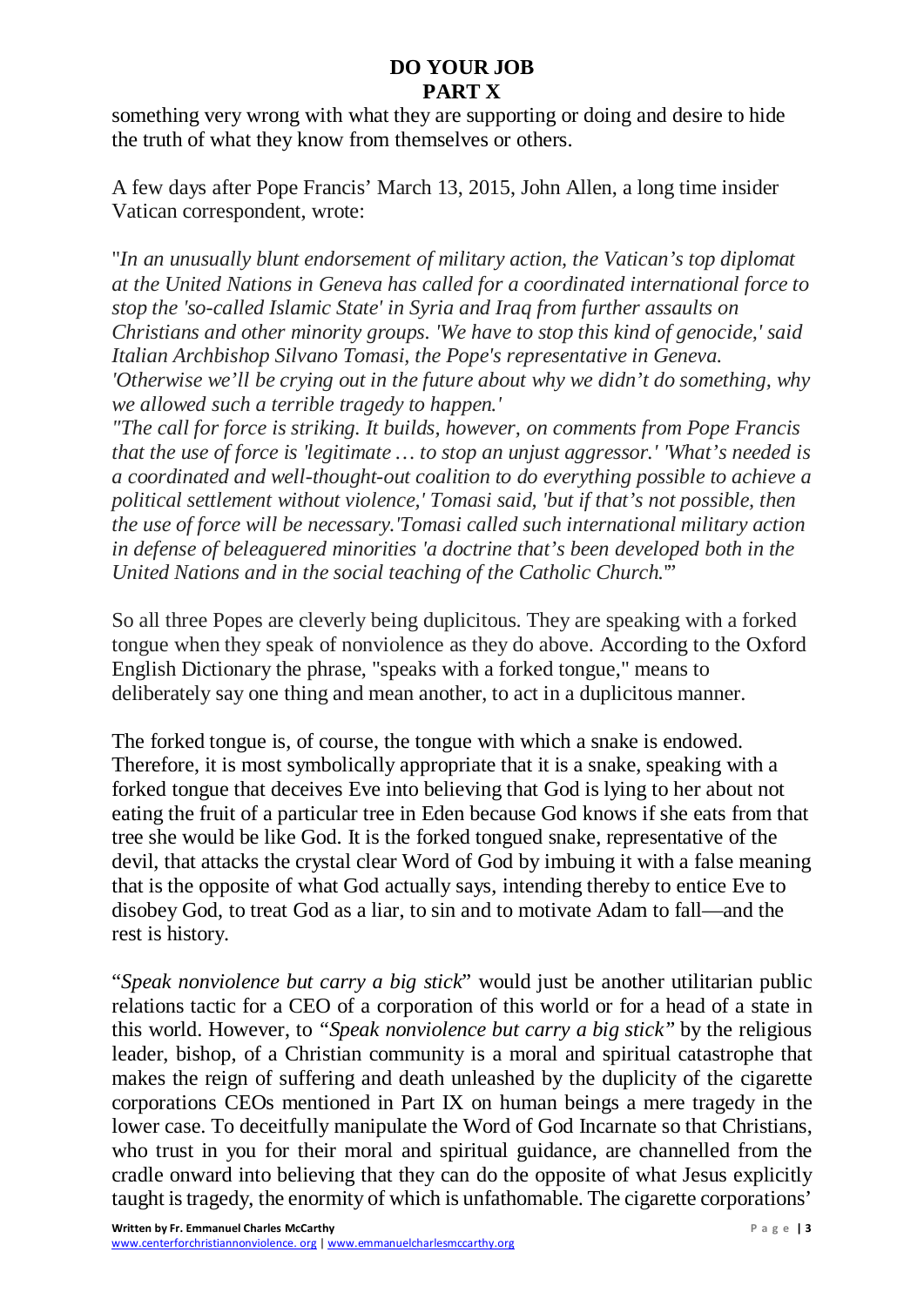something very wrong with what they are supporting or doing and desire to hide the truth of what they know from themselves or others.

A few days after Pope Francis' March 13, 2015, John Allen, a long time insider Vatican correspondent, wrote:

"*In an unusually blunt endorsement of military action, the Vatican's top diplomat at the United Nations in Geneva has called for a coordinated international force to stop the 'so-called Islamic State' in Syria and Iraq from further assaults on Christians and other minority groups. 'We have to stop this kind of genocide,' said Italian Archbishop Silvano Tomasi, the Pope's representative in Geneva. 'Otherwise we'll be crying out in the future about why we didn't do something, why we allowed such a terrible tragedy to happen.'*

*"The call for force is striking. It builds, however, on comments from Pope Francis that the use of force is 'legitimate … to stop an unjust aggressor.' 'What's needed is a coordinated and well-thought-out coalition to do everything possible to achieve a political settlement without violence,' Tomasi said, 'but if that's not possible, then the use of force will be necessary.'Tomasi called such international military action in defense of beleaguered minorities 'a doctrine that's been developed both in the United Nations and in the social teaching of the Catholic Church.*'"

So all three Popes are cleverly being duplicitous. They are speaking with a forked tongue when they speak of nonviolence as they do above. According to the Oxford English Dictionary the phrase, "speaks with a forked tongue," means to deliberately say one thing and mean another, to act in a duplicitous manner.

The forked tongue is, of course, the tongue with which a snake is endowed. Therefore, it is most symbolically appropriate that it is a snake, speaking with a forked tongue that deceives Eve into believing that God is lying to her about not eating the fruit of a particular tree in Eden because God knows if she eats from that tree she would be like God. It is the forked tongued snake, representative of the devil, that attacks the crystal clear Word of God by imbuing it with a false meaning that is the opposite of what God actually says, intending thereby to entice Eve to disobey God, to treat God as a liar, to sin and to motivate Adam to fall—and the rest is history.

"*Speak nonviolence but carry a big stick*" would just be another utilitarian public relations tactic for a CEO of a corporation of this world or for a head of a state in this world. However, to *"Speak nonviolence but carry a big stick"* by the religious leader, bishop, of a Christian community is a moral and spiritual catastrophe that makes the reign of suffering and death unleashed by the duplicity of the cigarette corporations CEOs mentioned in Part IX on human beings a mere tragedy in the lower case. To deceitfully manipulate the Word of God Incarnate so that Christians, who trust in you for their moral and spiritual guidance, are channelled from the cradle onward into believing that they can do the opposite of what Jesus explicitly taught is tragedy, the enormity of which is unfathomable. The cigarette corporations'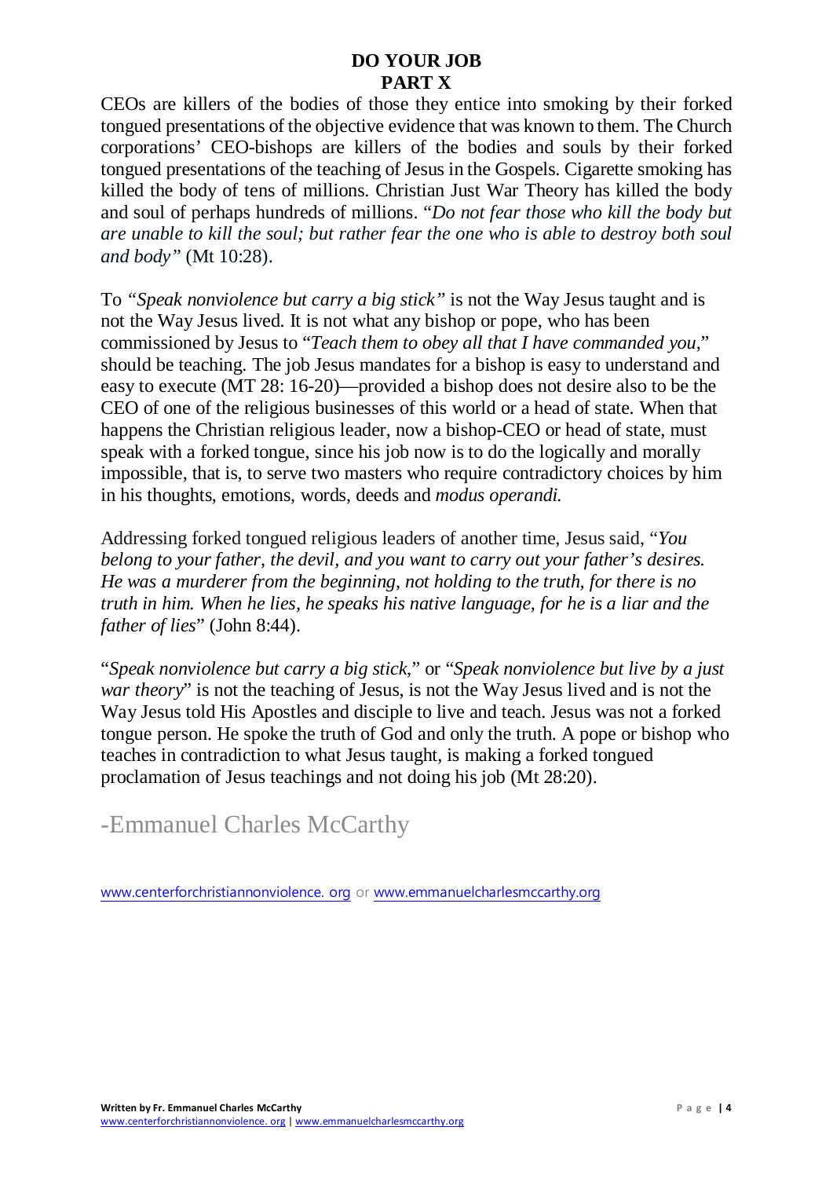# DO YOUR JOB
## PART X

CEOs are killers of the bodies of those they entice into smoking by their forked tongued presentations of the objective evidence that was known to them. The Church corporations' CEO-bishops are killers of the bodies and souls by their forked tongued presentations of the teaching of Jesus in the Gospels. Cigarette smoking has killed the body of tens of millions. Christian Just War Theory has killed the body and soul of perhaps hundreds of millions. "*Do not fear those who kill the body but are unable to kill the soul; but rather fear the one who is able to destroy both soul and body"* (Mt 10:28).

To *"Speak nonviolence but carry a big stick"* is not the Way Jesus taught and is not the Way Jesus lived. It is not what any bishop or pope, who has been commissioned by Jesus to "*Teach them to obey all that I have commanded you*," should be teaching. The job Jesus mandates for a bishop is easy to understand and easy to execute (MT 28: 16-20)—provided a bishop does not desire also to be the CEO of one of the religious businesses of this world or a head of state. When that happens the Christian religious leader, now a bishop-CEO or head of state, must speak with a forked tongue, since his job now is to do the logically and morally impossible, that is, to serve two masters who require contradictory choices by him in his thoughts, emotions, words, deeds and *modus operandi.*

Addressing forked tongued religious leaders of another time, Jesus said, "*You belong to your father, the devil, and you want to carry out your father's desires. He was a murderer from the beginning, not holding to the truth, for there is no truth in him. When he lies, he speaks his native language, for he is a liar and the father of lies*" (John 8:44).

"*Speak nonviolence but carry a big stick*," or "*Speak nonviolence but live by a just war theory*" is not the teaching of Jesus, is not the Way Jesus lived and is not the Way Jesus told His Apostles and disciple to live and teach. Jesus was not a forked tongue person. He spoke the truth of God and only the truth. A pope or bishop who teaches in contradiction to what Jesus taught, is making a forked tongued proclamation of Jesus teachings and not doing his job (Mt 28:20).

-Emmanuel Charles McCarthy

www.centerforchristiannonviolence. org or www.emmanuelcharlesmccarthy.org